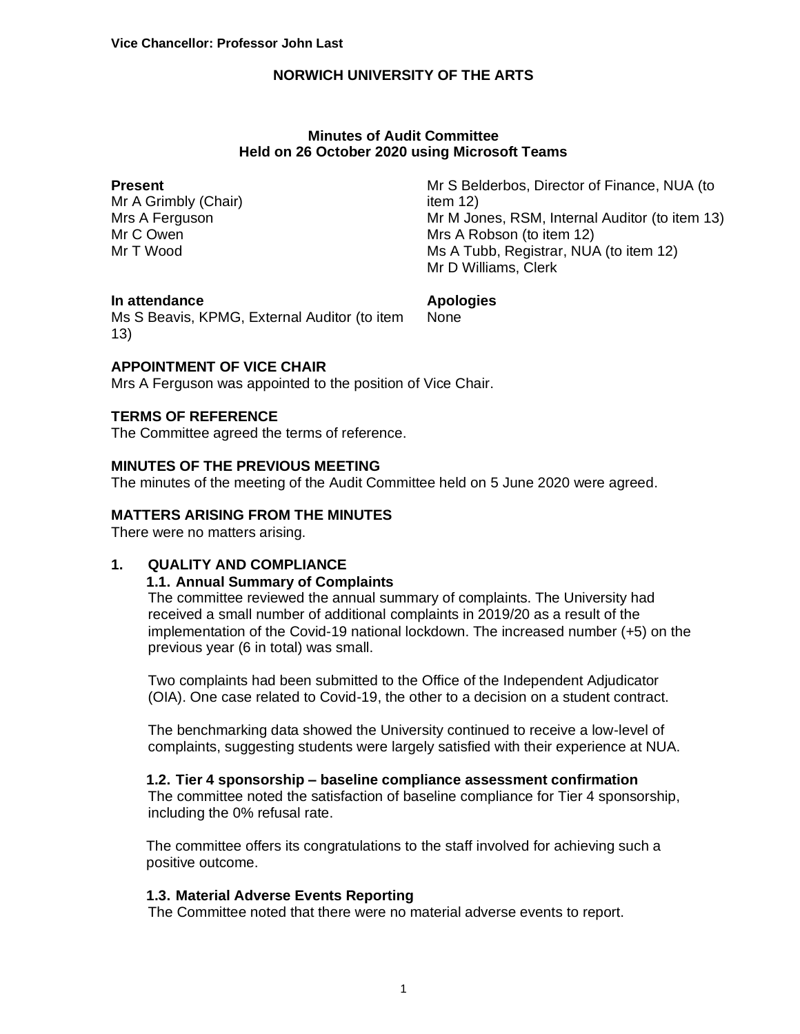**Vice Chancellor: Professor John Last**

# NORWICH UNIVERSITY OF THE ARTS

## Minutes of Audit Committee
## Held on 26 October 2020 using Microsoft Teams

**Present**
Mr A Grimbly (Chair)
Mrs A Ferguson
Mr C Owen
Mr T Wood
Mr S Belderbos, Director of Finance, NUA (to item 12)
Mr M Jones, RSM, Internal Auditor (to item 13)
Mrs A Robson (to item 12)
Ms A Tubb, Registrar, NUA (to item 12)
Mr D Williams, Clerk

**In attendance**
Ms S Beavis, KPMG, External Auditor (to item 13)

**Apologies**
None

### APPOINTMENT OF VICE CHAIR
Mrs A Ferguson was appointed to the position of Vice Chair.

### TERMS OF REFERENCE
The Committee agreed the terms of reference.

### MINUTES OF THE PREVIOUS MEETING
The minutes of the meeting of the Audit Committee held on 5 June 2020 were agreed.

### MATTERS ARISING FROM THE MINUTES
There were no matters arising.

### 1. QUALITY AND COMPLIANCE

#### 1.1. Annual Summary of Complaints
The committee reviewed the annual summary of complaints. The University had received a small number of additional complaints in 2019/20 as a result of the implementation of the Covid-19 national lockdown. The increased number (+5) on the previous year (6 in total) was small.

Two complaints had been submitted to the Office of the Independent Adjudicator (OIA). One case related to Covid-19, the other to a decision on a student contract.

The benchmarking data showed the University continued to receive a low-level of complaints, suggesting students were largely satisfied with their experience at NUA.

#### 1.2. Tier 4 sponsorship – baseline compliance assessment confirmation
The committee noted the satisfaction of baseline compliance for Tier 4 sponsorship, including the 0% refusal rate.

The committee offers its congratulations to the staff involved for achieving such a positive outcome.

#### 1.3. Material Adverse Events Reporting
The Committee noted that there were no material adverse events to report.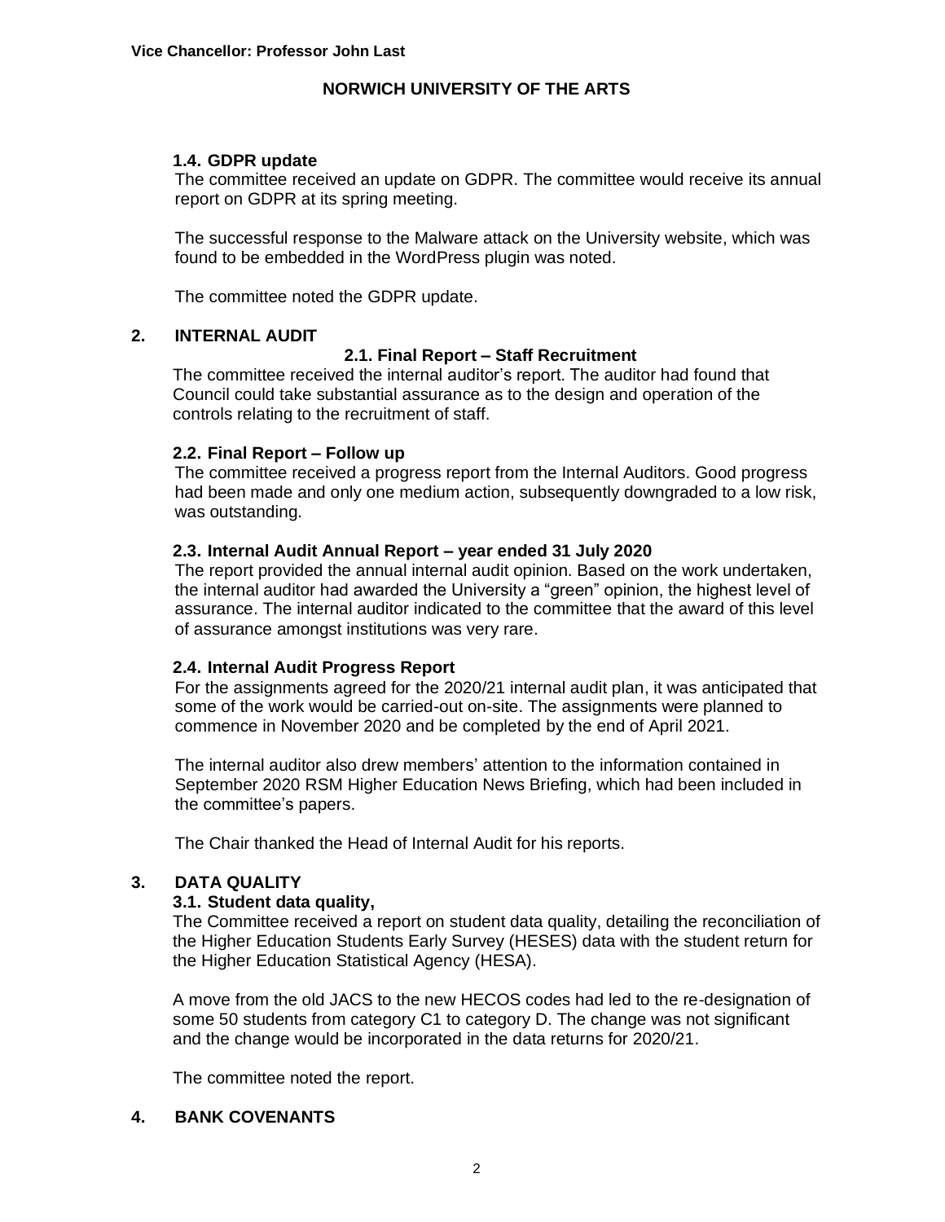### 1.4. GDPR update

The committee received an update on GDPR. The committee would receive its annual report on GDPR at its spring meeting.

The successful response to the Malware attack on the University website, which was found to be embedded in the WordPress plugin was noted.

The committee noted the GDPR update.

## 2. INTERNAL AUDIT

### 2.1. Final Report – Staff Recruitment

The committee received the internal auditor's report. The auditor had found that Council could take substantial assurance as to the design and operation of the controls relating to the recruitment of staff.

### 2.2. Final Report – Follow up

The committee received a progress report from the Internal Auditors. Good progress had been made and only one medium action, subsequently downgraded to a low risk, was outstanding.

### 2.3. Internal Audit Annual Report – year ended 31 July 2020

The report provided the annual internal audit opinion. Based on the work undertaken, the internal auditor had awarded the University a "green" opinion, the highest level of assurance. The internal auditor indicated to the committee that the award of this level of assurance amongst institutions was very rare.

### 2.4. Internal Audit Progress Report

For the assignments agreed for the 2020/21 internal audit plan, it was anticipated that some of the work would be carried-out on-site. The assignments were planned to commence in November 2020 and be completed by the end of April 2021.

The internal auditor also drew members' attention to the information contained in September 2020 RSM Higher Education News Briefing, which had been included in the committee's papers.

The Chair thanked the Head of Internal Audit for his reports.

## 3. DATA QUALITY

### 3.1. Student data quality,

The Committee received a report on student data quality, detailing the reconciliation of the Higher Education Students Early Survey (HESES) data with the student return for the Higher Education Statistical Agency (HESA).

A move from the old JACS to the new HECOS codes had led to the re-designation of some 50 students from category C1 to category D. The change was not significant and the change would be incorporated in the data returns for 2020/21.

The committee noted the report.

## 4. BANK COVENANTS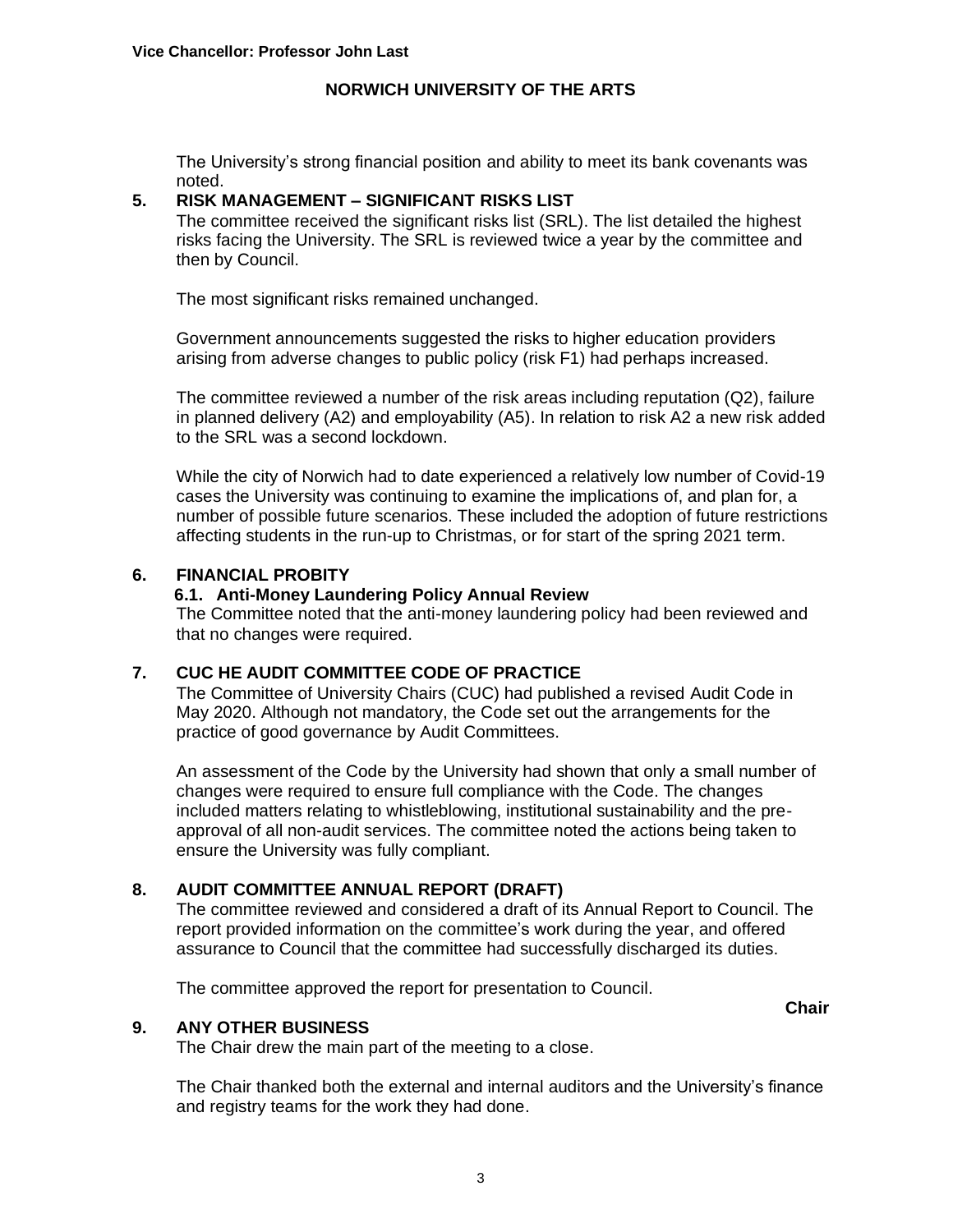The University's strong financial position and ability to meet its bank covenants was noted.

## 5. RISK MANAGEMENT – SIGNIFICANT RISKS LIST

The committee received the significant risks list (SRL). The list detailed the highest risks facing the University. The SRL is reviewed twice a year by the committee and then by Council.

The most significant risks remained unchanged.

Government announcements suggested the risks to higher education providers arising from adverse changes to public policy (risk F1) had perhaps increased.

The committee reviewed a number of the risk areas including reputation (Q2), failure in planned delivery (A2) and employability (A5). In relation to risk A2 a new risk added to the SRL was a second lockdown.

While the city of Norwich had to date experienced a relatively low number of Covid-19 cases the University was continuing to examine the implications of, and plan for, a number of possible future scenarios. These included the adoption of future restrictions affecting students in the run-up to Christmas, or for start of the spring 2021 term.

## 6. FINANCIAL PROBITY

### 6.1. Anti-Money Laundering Policy Annual Review

The Committee noted that the anti-money laundering policy had been reviewed and that no changes were required.

## 7. CUC HE AUDIT COMMITTEE CODE OF PRACTICE

The Committee of University Chairs (CUC) had published a revised Audit Code in May 2020. Although not mandatory, the Code set out the arrangements for the practice of good governance by Audit Committees.

An assessment of the Code by the University had shown that only a small number of changes were required to ensure full compliance with the Code. The changes included matters relating to whistleblowing, institutional sustainability and the pre-approval of all non-audit services. The committee noted the actions being taken to ensure the University was fully compliant.

## 8. AUDIT COMMITTEE ANNUAL REPORT (DRAFT)

The committee reviewed and considered a draft of its Annual Report to Council. The report provided information on the committee's work during the year, and offered assurance to Council that the committee had successfully discharged its duties.

The committee approved the report for presentation to Council.

**Chair**

## 9. ANY OTHER BUSINESS

The Chair drew the main part of the meeting to a close.

The Chair thanked both the external and internal auditors and the University's finance and registry teams for the work they had done.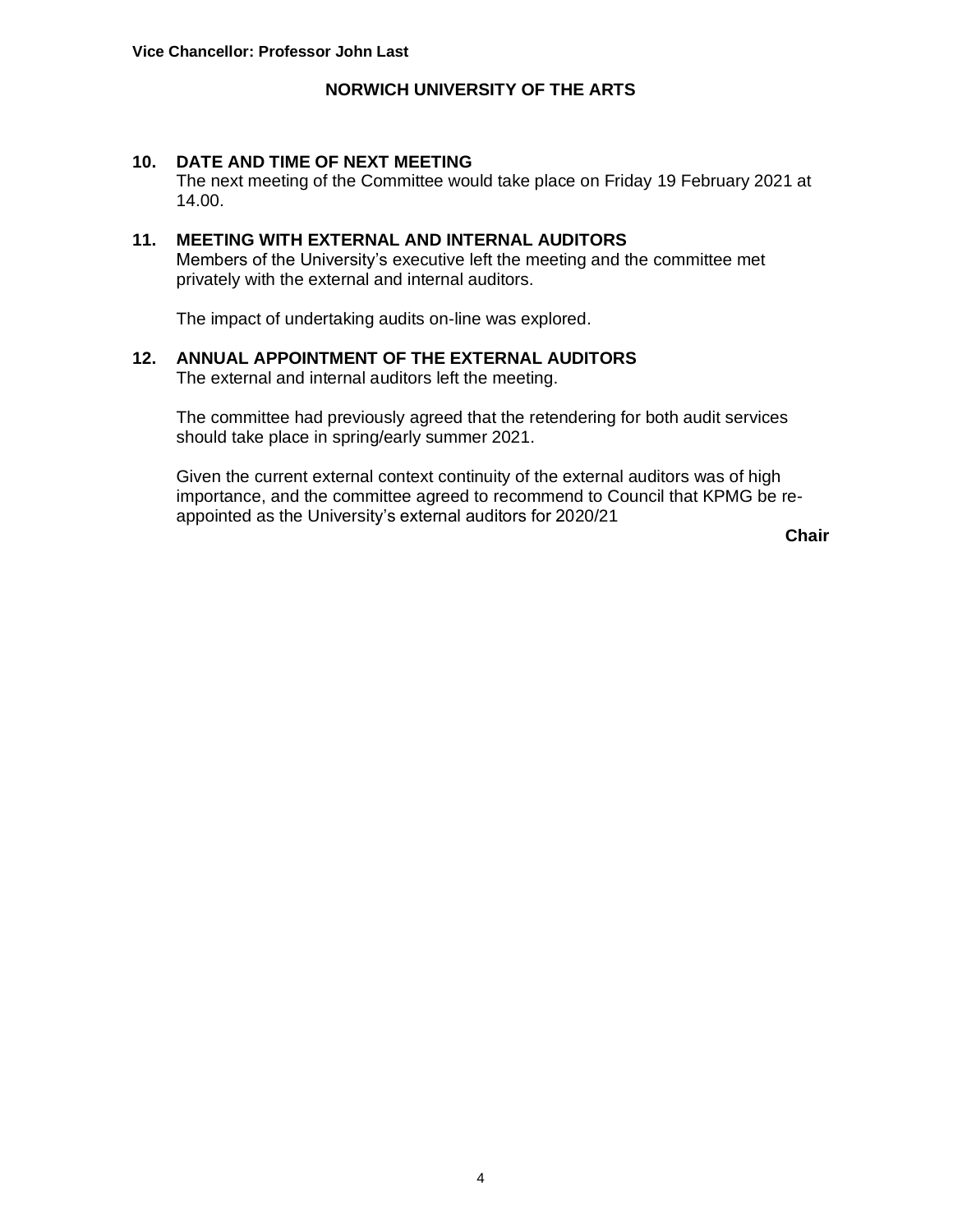**Vice Chancellor: Professor John Last**

**NORWICH UNIVERSITY OF THE ARTS**

**10. DATE AND TIME OF NEXT MEETING**

The next meeting of the Committee would take place on Friday 19 February 2021 at 14.00.

**11. MEETING WITH EXTERNAL AND INTERNAL AUDITORS**

Members of the University's executive left the meeting and the committee met privately with the external and internal auditors.

The impact of undertaking audits on-line was explored.

**12. ANNUAL APPOINTMENT OF THE EXTERNAL AUDITORS**

The external and internal auditors left the meeting.

The committee had previously agreed that the retendering for both audit services should take place in spring/early summer 2021.

Given the current external context continuity of the external auditors was of high importance, and the committee agreed to recommend to Council that KPMG be re-appointed as the University's external auditors for 2020/21

**Chair**